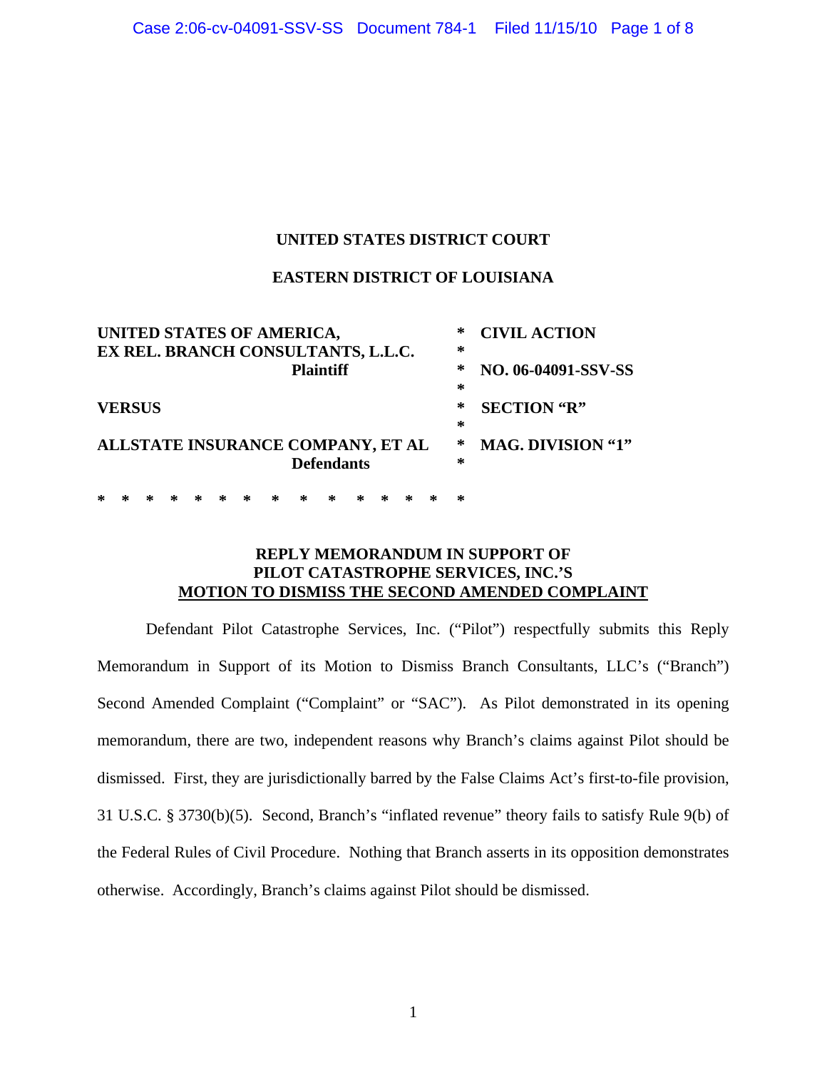**UNITED STATES DISTRICT COURT**

**EASTERN DISTRICT OF LOUISIANA**

| | | |
|---|---|---|
| **UNITED STATES OF AMERICA, EX REL. BRANCH CONSULTANTS, L.L.C.** | * | **CIVIL ACTION** |
| **Plaintiff** | * | **NO. 06-04091-SSV-SS** |
| **VERSUS** | * | **SECTION "R"** |
| **ALLSTATE INSURANCE COMPANY, ET AL** | * | **MAG. DIVISION "1"** |
| **Defendants** | * | |

\* \* \* \* \* \* \* \* \* \* \* \* \* \* \*

**REPLY MEMORANDUM IN SUPPORT OF PILOT CATASTROPHE SERVICES, INC.'S MOTION TO DISMISS THE SECOND AMENDED COMPLAINT**

Defendant Pilot Catastrophe Services, Inc. ("Pilot") respectfully submits this Reply Memorandum in Support of its Motion to Dismiss Branch Consultants, LLC's ("Branch") Second Amended Complaint ("Complaint" or "SAC"). As Pilot demonstrated in its opening memorandum, there are two, independent reasons why Branch's claims against Pilot should be dismissed. First, they are jurisdictionally barred by the False Claims Act's first-to-file provision, 31 U.S.C. § 3730(b)(5). Second, Branch's "inflated revenue" theory fails to satisfy Rule 9(b) of the Federal Rules of Civil Procedure. Nothing that Branch asserts in its opposition demonstrates otherwise. Accordingly, Branch's claims against Pilot should be dismissed.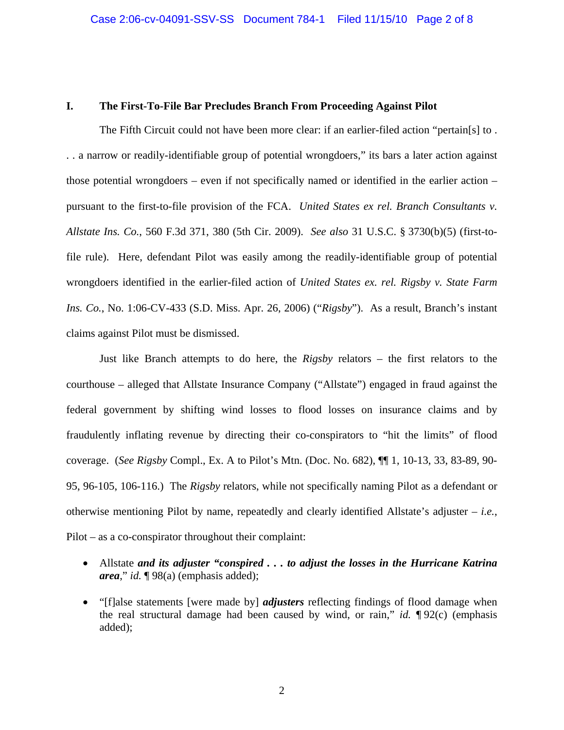## I. The First-To-File Bar Precludes Branch From Proceeding Against Pilot

The Fifth Circuit could not have been more clear: if an earlier-filed action "pertain[s] to . . . a narrow or readily-identifiable group of potential wrongdoers," its bars a later action against those potential wrongdoers – even if not specifically named or identified in the earlier action – pursuant to the first-to-file provision of the FCA. *United States ex rel. Branch Consultants v. Allstate Ins. Co.*, 560 F.3d 371, 380 (5th Cir. 2009). *See also* 31 U.S.C. § 3730(b)(5) (first-to-file rule). Here, defendant Pilot was easily among the readily-identifiable group of potential wrongdoers identified in the earlier-filed action of *United States ex. rel. Rigsby v. State Farm Ins. Co.*, No. 1:06-CV-433 (S.D. Miss. Apr. 26, 2006) ("*Rigsby*"). As a result, Branch's instant claims against Pilot must be dismissed.

Just like Branch attempts to do here, the *Rigsby* relators – the first relators to the courthouse – alleged that Allstate Insurance Company ("Allstate") engaged in fraud against the federal government by shifting wind losses to flood losses on insurance claims and by fraudulently inflating revenue by directing their co-conspirators to "hit the limits" of flood coverage. (*See Rigsby* Compl., Ex. A to Pilot's Mtn. (Doc. No. 682), ¶¶ 1, 10-13, 33, 83-89, 90-95, 96-105, 106-116.) The *Rigsby* relators, while not specifically naming Pilot as a defendant or otherwise mentioning Pilot by name, repeatedly and clearly identified Allstate's adjuster – *i.e.*, Pilot – as a co-conspirator throughout their complaint:

- Allstate ***and its adjuster "conspired . . . to adjust the losses in the Hurricane Katrina area***," *id.* ¶ 98(a) (emphasis added);
- "[f]alse statements [were made by] ***adjusters*** reflecting findings of flood damage when the real structural damage had been caused by wind, or rain," *id.* ¶ 92(c) (emphasis added);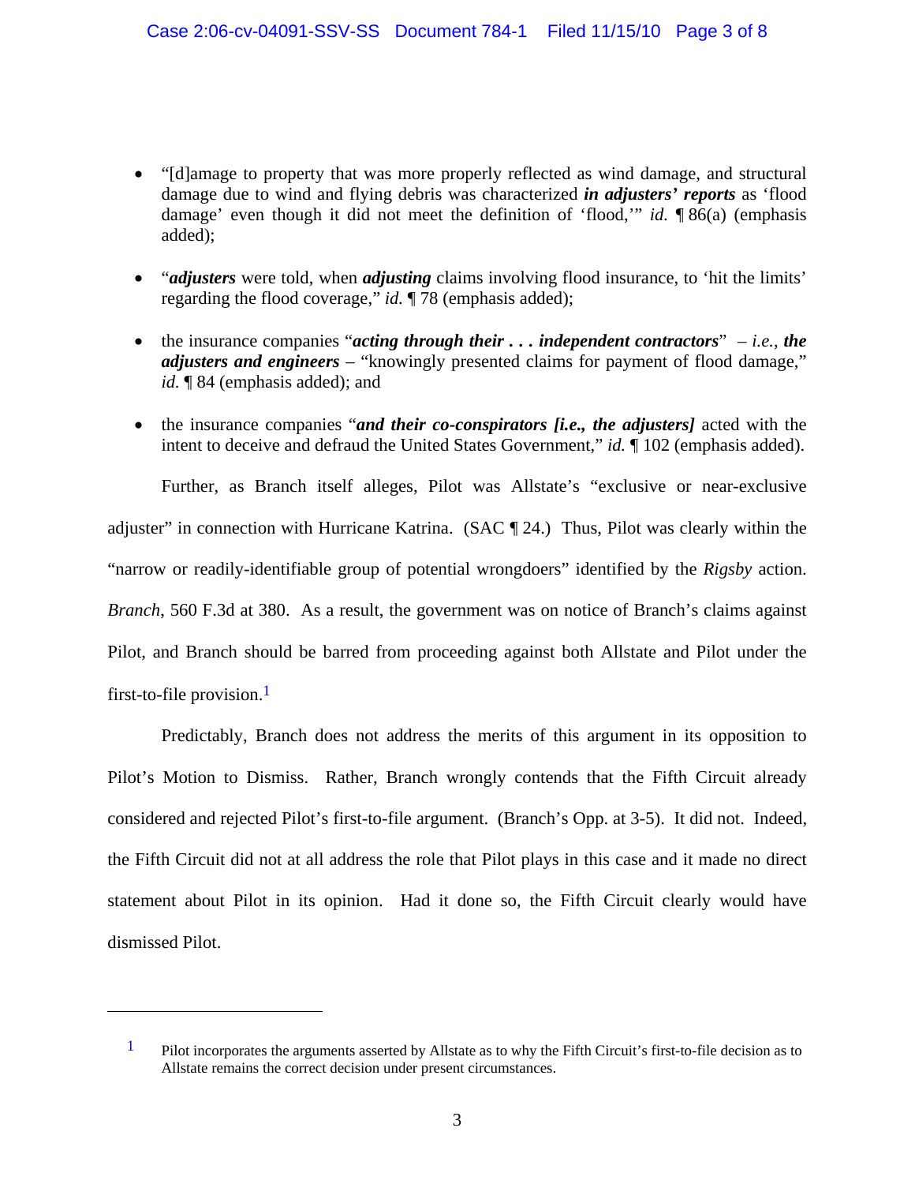- "[d]amage to property that was more properly reflected as wind damage, and structural damage due to wind and flying debris was characterized ***in adjusters' reports*** as 'flood damage' even though it did not meet the definition of 'flood,'" *id.* ¶ 86(a) (emphasis added);

- "***adjusters*** were told, when ***adjusting*** claims involving flood insurance, to 'hit the limits' regarding the flood coverage," *id.* ¶ 78 (emphasis added);

- the insurance companies "***acting through their . . . independent contractors***" – *i.e.*, ***the adjusters and engineers*** – "knowingly presented claims for payment of flood damage," *id.* ¶ 84 (emphasis added); and

- the insurance companies "***and their co-conspirators [i.e., the adjusters]*** acted with the intent to deceive and defraud the United States Government," *id.* ¶ 102 (emphasis added).

Further, as Branch itself alleges, Pilot was Allstate's "exclusive or near-exclusive adjuster" in connection with Hurricane Katrina. (SAC ¶ 24.) Thus, Pilot was clearly within the "narrow or readily-identifiable group of potential wrongdoers" identified by the *Rigsby* action. *Branch*, 560 F.3d at 380. As a result, the government was on notice of Branch's claims against Pilot, and Branch should be barred from proceeding against both Allstate and Pilot under the first-to-file provision.[1]

Predictably, Branch does not address the merits of this argument in its opposition to Pilot's Motion to Dismiss. Rather, Branch wrongly contends that the Fifth Circuit already considered and rejected Pilot's first-to-file argument. (Branch's Opp. at 3-5). It did not. Indeed, the Fifth Circuit did not at all address the role that Pilot plays in this case and it made no direct statement about Pilot in its opinion. Had it done so, the Fifth Circuit clearly would have dismissed Pilot.

---

[1] Pilot incorporates the arguments asserted by Allstate as to why the Fifth Circuit's first-to-file decision as to Allstate remains the correct decision under present circumstances.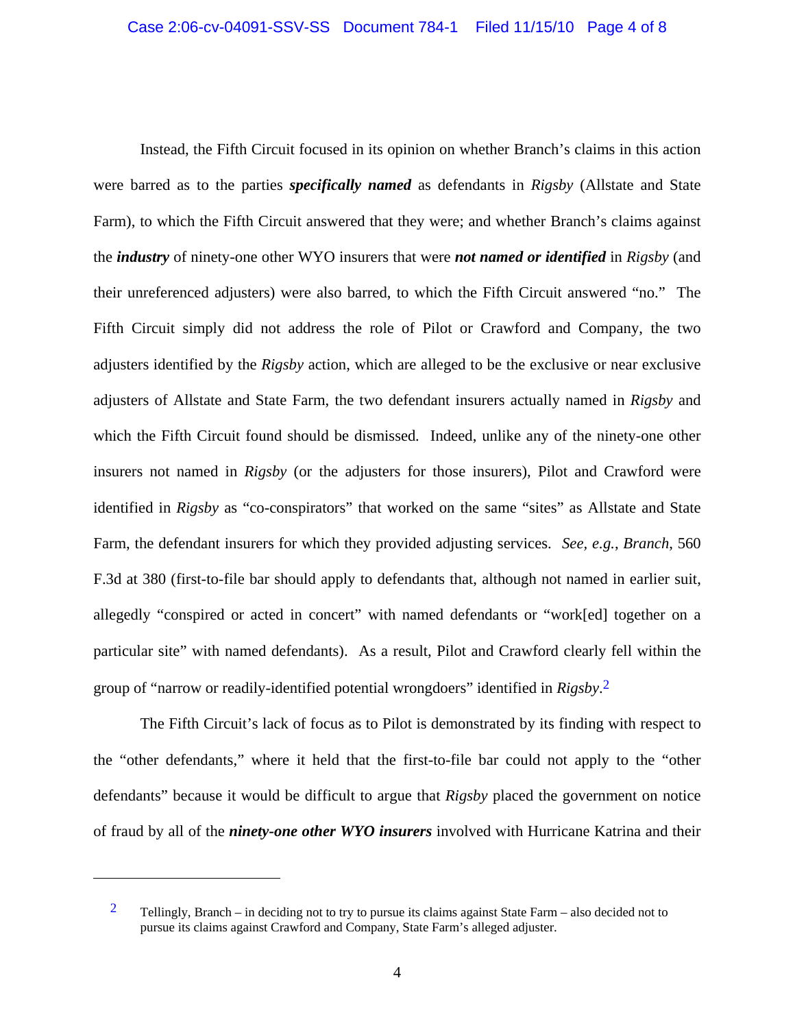Instead, the Fifth Circuit focused in its opinion on whether Branch's claims in this action were barred as to the parties ***specifically named*** as defendants in *Rigsby* (Allstate and State Farm), to which the Fifth Circuit answered that they were; and whether Branch's claims against the ***industry*** of ninety-one other WYO insurers that were ***not named or identified*** in *Rigsby* (and their unreferenced adjusters) were also barred, to which the Fifth Circuit answered "no." The Fifth Circuit simply did not address the role of Pilot or Crawford and Company, the two adjusters identified by the *Rigsby* action, which are alleged to be the exclusive or near exclusive adjusters of Allstate and State Farm, the two defendant insurers actually named in *Rigsby* and which the Fifth Circuit found should be dismissed. Indeed, unlike any of the ninety-one other insurers not named in *Rigsby* (or the adjusters for those insurers), Pilot and Crawford were identified in *Rigsby* as "co-conspirators" that worked on the same "sites" as Allstate and State Farm, the defendant insurers for which they provided adjusting services. *See, e.g.*, *Branch*, 560 F.3d at 380 (first-to-file bar should apply to defendants that, although not named in earlier suit, allegedly "conspired or acted in concert" with named defendants or "work[ed] together on a particular site" with named defendants). As a result, Pilot and Crawford clearly fell within the group of "narrow or readily-identified potential wrongdoers" identified in *Rigsby*.[2]

The Fifth Circuit's lack of focus as to Pilot is demonstrated by its finding with respect to the "other defendants," where it held that the first-to-file bar could not apply to the "other defendants" because it would be difficult to argue that *Rigsby* placed the government on notice of fraud by all of the ***ninety-one other WYO insurers*** involved with Hurricane Katrina and their

---

[2] Tellingly, Branch – in deciding not to try to pursue its claims against State Farm – also decided not to pursue its claims against Crawford and Company, State Farm's alleged adjuster.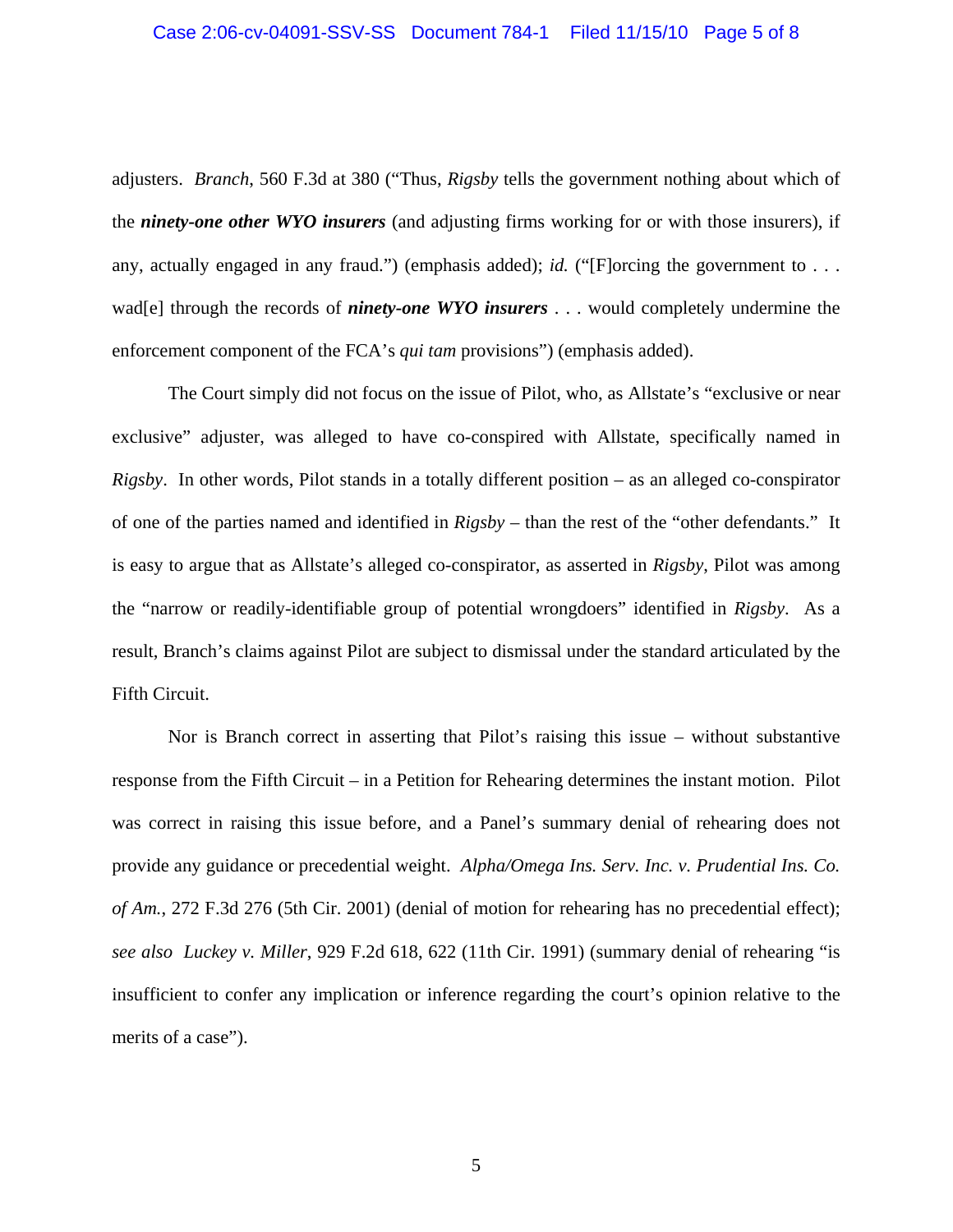adjusters. *Branch*, 560 F.3d at 380 ("Thus, *Rigsby* tells the government nothing about which of the ***ninety-one other WYO insurers*** (and adjusting firms working for or with those insurers), if any, actually engaged in any fraud.") (emphasis added); *id.* ("[F]orcing the government to . . . wad[e] through the records of ***ninety-one WYO insurers*** . . . would completely undermine the enforcement component of the FCA's *qui tam* provisions") (emphasis added).

The Court simply did not focus on the issue of Pilot, who, as Allstate's "exclusive or near exclusive" adjuster, was alleged to have co-conspired with Allstate, specifically named in *Rigsby*. In other words, Pilot stands in a totally different position – as an alleged co-conspirator of one of the parties named and identified in *Rigsby* – than the rest of the "other defendants." It is easy to argue that as Allstate's alleged co-conspirator, as asserted in *Rigsby*, Pilot was among the "narrow or readily-identifiable group of potential wrongdoers" identified in *Rigsby*. As a result, Branch's claims against Pilot are subject to dismissal under the standard articulated by the Fifth Circuit.

Nor is Branch correct in asserting that Pilot's raising this issue – without substantive response from the Fifth Circuit – in a Petition for Rehearing determines the instant motion. Pilot was correct in raising this issue before, and a Panel's summary denial of rehearing does not provide any guidance or precedential weight. *Alpha/Omega Ins. Serv. Inc. v. Prudential Ins. Co. of Am.*, 272 F.3d 276 (5th Cir. 2001) (denial of motion for rehearing has no precedential effect); *see also* *Luckey v. Miller*, 929 F.2d 618, 622 (11th Cir. 1991) (summary denial of rehearing "is insufficient to confer any implication or inference regarding the court's opinion relative to the merits of a case").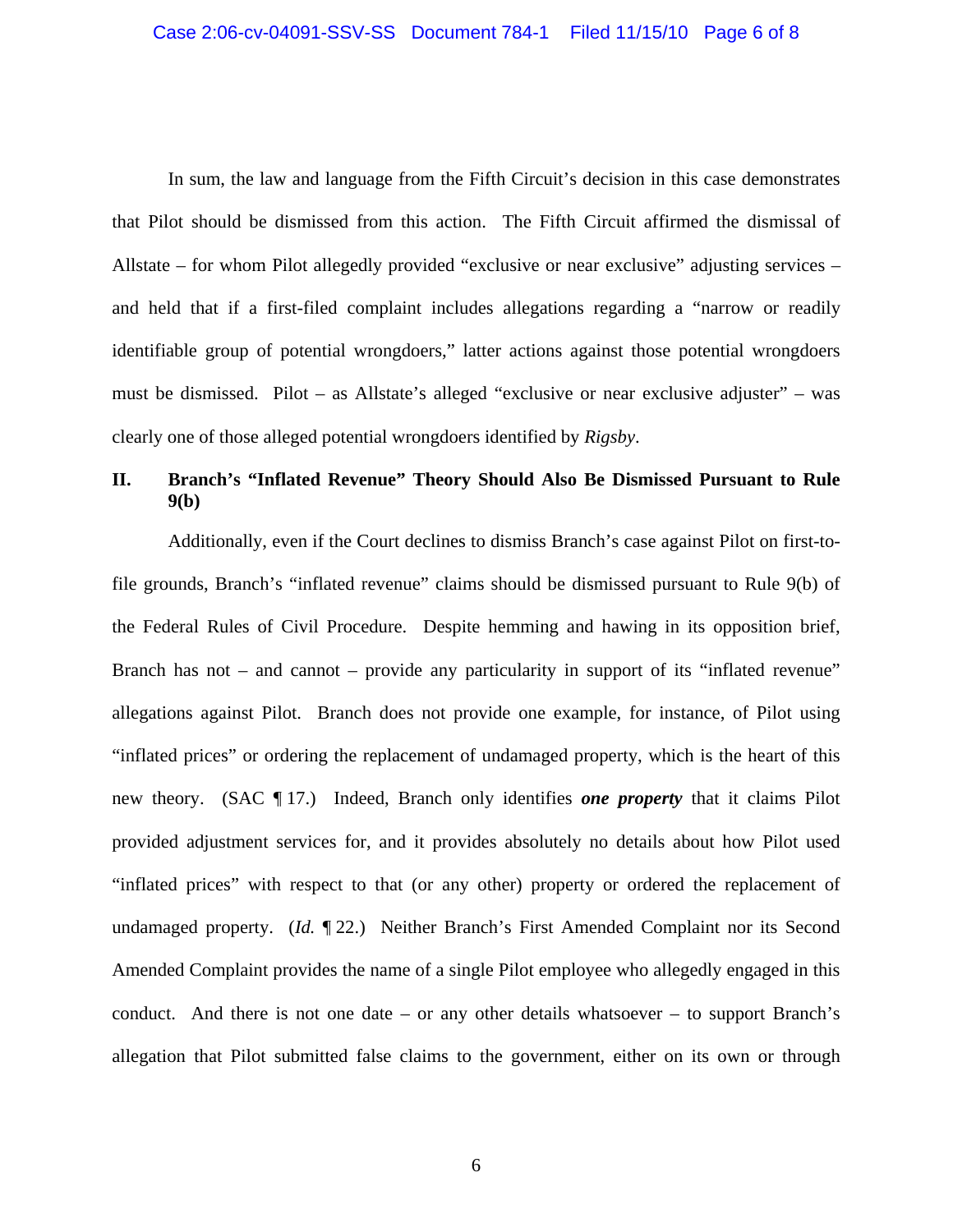In sum, the law and language from the Fifth Circuit's decision in this case demonstrates that Pilot should be dismissed from this action. The Fifth Circuit affirmed the dismissal of Allstate – for whom Pilot allegedly provided "exclusive or near exclusive" adjusting services – and held that if a first-filed complaint includes allegations regarding a "narrow or readily identifiable group of potential wrongdoers," latter actions against those potential wrongdoers must be dismissed. Pilot – as Allstate's alleged "exclusive or near exclusive adjuster" – was clearly one of those alleged potential wrongdoers identified by *Rigsby*.

## II. Branch's "Inflated Revenue" Theory Should Also Be Dismissed Pursuant to Rule 9(b)

Additionally, even if the Court declines to dismiss Branch's case against Pilot on first-to-file grounds, Branch's "inflated revenue" claims should be dismissed pursuant to Rule 9(b) of the Federal Rules of Civil Procedure. Despite hemming and hawing in its opposition brief, Branch has not – and cannot – provide any particularity in support of its "inflated revenue" allegations against Pilot. Branch does not provide one example, for instance, of Pilot using "inflated prices" or ordering the replacement of undamaged property, which is the heart of this new theory. (SAC ¶ 17.) Indeed, Branch only identifies ***one property*** that it claims Pilot provided adjustment services for, and it provides absolutely no details about how Pilot used "inflated prices" with respect to that (or any other) property or ordered the replacement of undamaged property. (*Id.* ¶ 22.) Neither Branch's First Amended Complaint nor its Second Amended Complaint provides the name of a single Pilot employee who allegedly engaged in this conduct. And there is not one date – or any other details whatsoever – to support Branch's allegation that Pilot submitted false claims to the government, either on its own or through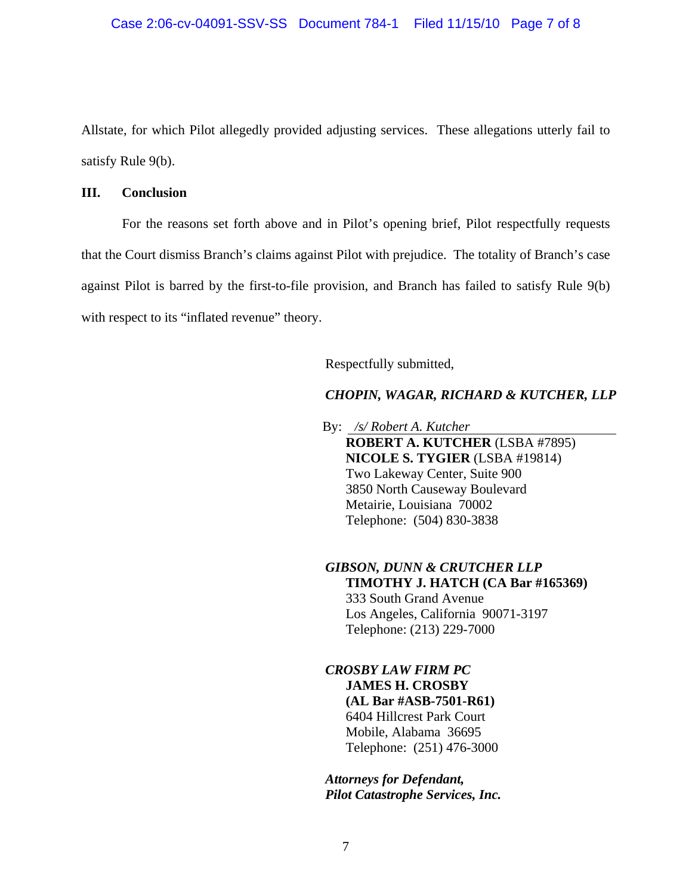Allstate, for which Pilot allegedly provided adjusting services. These allegations utterly fail to satisfy Rule 9(b).

## III. Conclusion

For the reasons set forth above and in Pilot's opening brief, Pilot respectfully requests that the Court dismiss Branch's claims against Pilot with prejudice. The totality of Branch's case against Pilot is barred by the first-to-file provision, and Branch has failed to satisfy Rule 9(b) with respect to its "inflated revenue" theory.

Respectfully submitted,

***CHOPIN, WAGAR, RICHARD & KUTCHER, LLP***

By: */s/ Robert A. Kutcher*
**ROBERT A. KUTCHER** (LSBA #7895)
**NICOLE S. TYGIER** (LSBA #19814)
Two Lakeway Center, Suite 900
3850 North Causeway Boulevard
Metairie, Louisiana 70002
Telephone: (504) 830-3838

***GIBSON, DUNN & CRUTCHER LLP***
**TIMOTHY J. HATCH (CA Bar #165369)**
333 South Grand Avenue
Los Angeles, California 90071-3197
Telephone: (213) 229-7000

***CROSBY LAW FIRM PC***
**JAMES H. CROSBY**
**(AL Bar #ASB-7501-R61)**
6404 Hillcrest Park Court
Mobile, Alabama 36695
Telephone: (251) 476-3000

***Attorneys for Defendant,***
***Pilot Catastrophe Services, Inc.***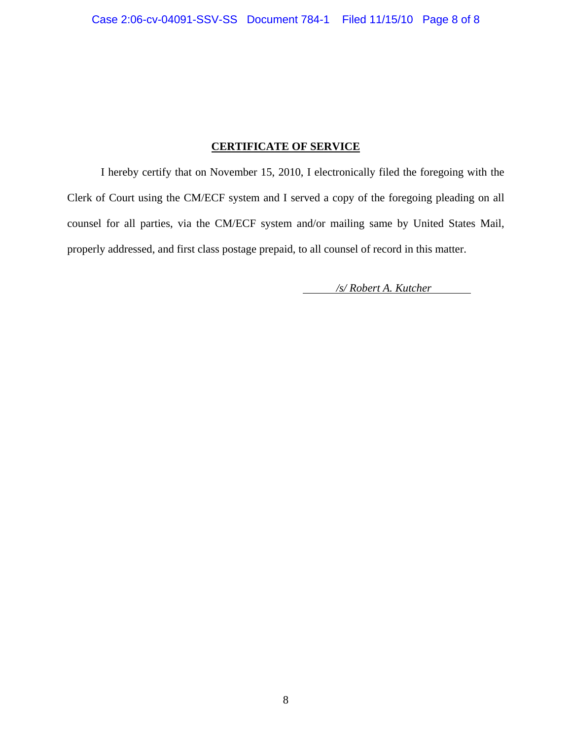**CERTIFICATE OF SERVICE**

I hereby certify that on November 15, 2010, I electronically filed the foregoing with the Clerk of Court using the CM/ECF system and I served a copy of the foregoing pleading on all counsel for all parties, via the CM/ECF system and/or mailing same by United States Mail, properly addressed, and first class postage prepaid, to all counsel of record in this matter.

*/s/ Robert A. Kutcher*